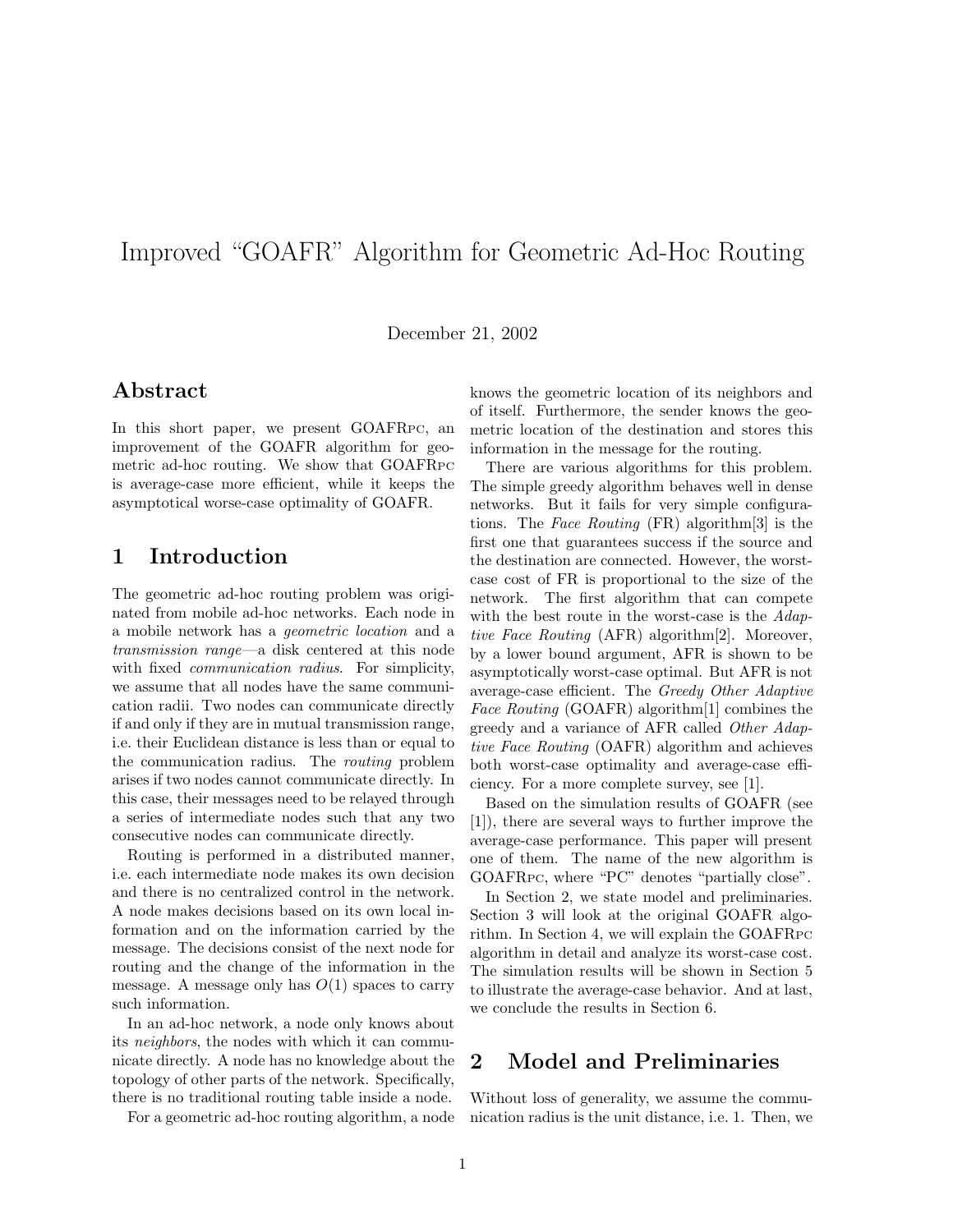# Improved "GOAFR" Algorithm for Geometric Ad-Hoc Routing

December 21, 2002

## Abstract

In this short paper, we present GOAFRPC, an improvement of the GOAFR algorithm for geometric ad-hoc routing. We show that GOAFRPC is average-case more efficient, while it keeps the asymptotical worse-case optimality of GOAFR.

## 1 Introduction

The geometric ad-hoc routing problem was originated from mobile ad-hoc networks. Each node in a mobile network has a *geometric location* and a *transmission range*—a disk centered at this node with fixed *communication radius*. For simplicity, we assume that all nodes have the same communication radii. Two nodes can communicate directly if and only if they are in mutual transmission range, i.e. their Euclidean distance is less than or equal to the communication radius. The *routing* problem arises if two nodes cannot communicate directly. In this case, their messages need to be relayed through a series of intermediate nodes such that any two consecutive nodes can communicate directly.

Routing is performed in a distributed manner, i.e. each intermediate node makes its own decision and there is no centralized control in the network. A node makes decisions based on its own local information and on the information carried by the message. The decisions consist of the next node for routing and the change of the information in the message. A message only has $O(1)$ spaces to carry such information.

In an ad-hoc network, a node only knows about its *neighbors*, the nodes with which it can communicate directly. A node has no knowledge about the topology of other parts of the network. Specifically, there is no traditional routing table inside a node.

For a geometric ad-hoc routing algorithm, a node knows the geometric location of its neighbors and of itself. Furthermore, the sender knows the geometric location of the destination and stores this information in the message for the routing.

There are various algorithms for this problem. The simple greedy algorithm behaves well in dense networks. But it fails for very simple configurations. The *Face Routing* (FR) algorithm[3] is the first one that guarantees success if the source and the destination are connected. However, the worst-case cost of FR is proportional to the size of the network. The first algorithm that can compete with the best route in the worst-case is the *Adaptive Face Routing* (AFR) algorithm[2]. Moreover, by a lower bound argument, AFR is shown to be asymptotically worst-case optimal. But AFR is not average-case efficient. The *Greedy Other Adaptive Face Routing* (GOAFR) algorithm[1] combines the greedy and a variance of AFR called *Other Adaptive Face Routing* (OAFR) algorithm and achieves both worst-case optimality and average-case efficiency. For a more complete survey, see [1].

Based on the simulation results of GOAFR (see [1]), there are several ways to further improve the average-case performance. This paper will present one of them. The name of the new algorithm is GOAFRPC, where "PC" denotes "partially close".

In Section 2, we state model and preliminaries. Section 3 will look at the original GOAFR algorithm. In Section 4, we will explain the GOAFRPC algorithm in detail and analyze its worst-case cost. The simulation results will be shown in Section 5 to illustrate the average-case behavior. And at last, we conclude the results in Section 6.

## 2 Model and Preliminaries

Without loss of generality, we assume the communication radius is the unit distance, i.e. 1. Then, we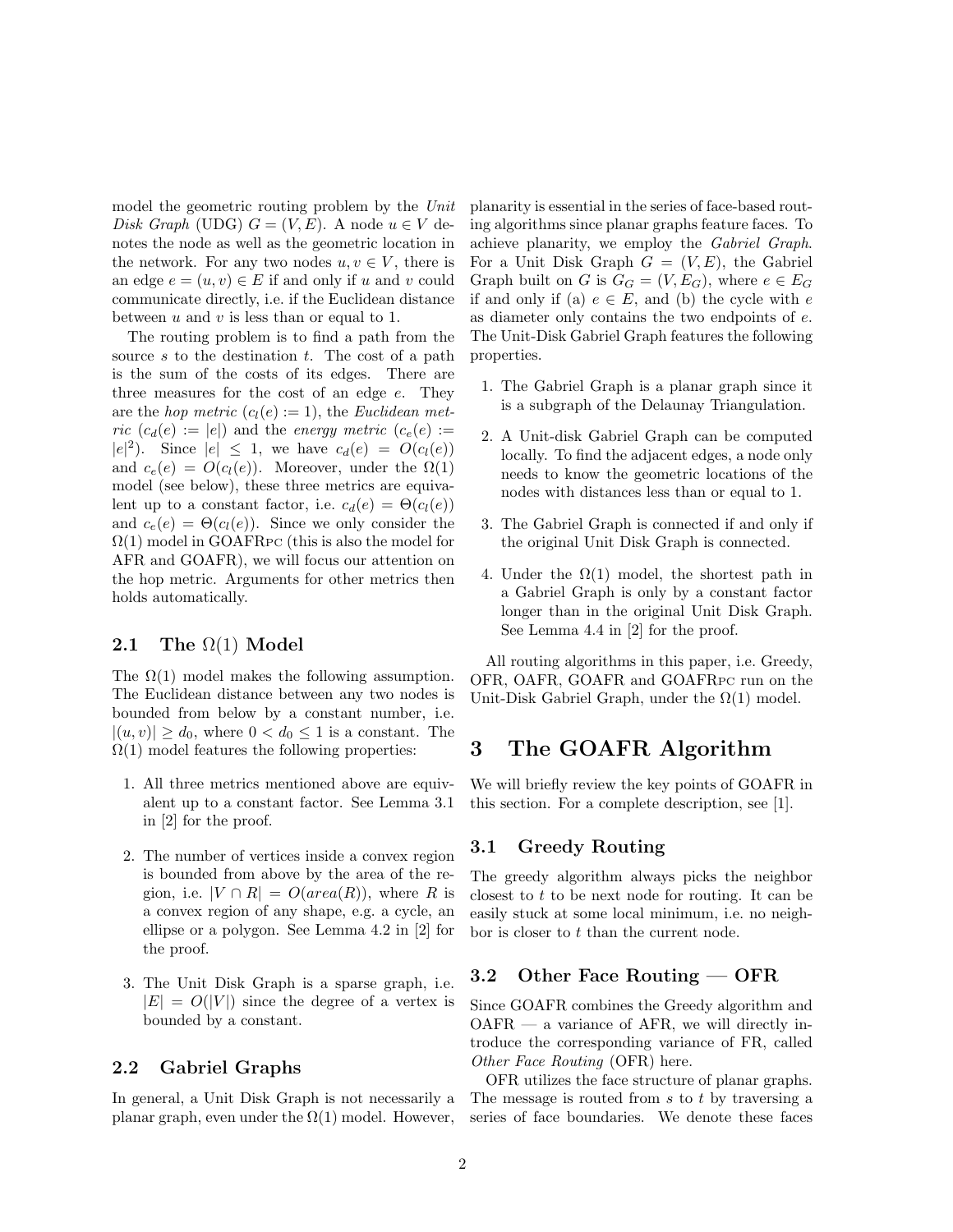model the geometric routing problem by the *Unit Disk Graph* (UDG) $G = (V, E)$. A node $u \in V$ denotes the node as well as the geometric location in the network. For any two nodes $u, v \in V$, there is an edge $e = (u, v) \in E$ if and only if $u$ and $v$ could communicate directly, i.e. if the Euclidean distance between $u$ and $v$ is less than or equal to 1.

The routing problem is to find a path from the source $s$ to the destination $t$. The cost of a path is the sum of the costs of its edges. There are three measures for the cost of an edge $e$. They are the *hop metric* ($c_l(e) := 1$), the *Euclidean metric* ($c_d(e) := |e|$) and the *energy metric* ($c_e(e) := |e|^2$). Since $|e| \leq 1$, we have $c_d(e) = O(c_l(e))$ and $c_e(e) = O(c_l(e))$. Moreover, under the $\Omega(1)$ model (see below), these three metrics are equivalent up to a constant factor, i.e. $c_d(e) = \Theta(c_l(e))$ and $c_e(e) = \Theta(c_l(e))$. Since we only consider the $\Omega(1)$ model in GOAFRpc (this is also the model for AFR and GOAFR), we will focus our attention on the hop metric. Arguments for other metrics then holds automatically.

## 2.1 The $\Omega(1)$ Model

The $\Omega(1)$ model makes the following assumption. The Euclidean distance between any two nodes is bounded from below by a constant number, i.e. $|(u, v)| \geq d_0$, where $0 < d_0 \leq 1$ is a constant. The $\Omega(1)$ model features the following properties:

1. All three metrics mentioned above are equivalent up to a constant factor. See Lemma 3.1 in [2] for the proof.
2. The number of vertices inside a convex region is bounded from above by the area of the region, i.e. $|V \cap R| = O(area(R))$, where $R$ is a convex region of any shape, e.g. a cycle, an ellipse or a polygon. See Lemma 4.2 in [2] for the proof.
3. The Unit Disk Graph is a sparse graph, i.e. $|E| = O(|V|)$ since the degree of a vertex is bounded by a constant.

## 2.2 Gabriel Graphs

In general, a Unit Disk Graph is not necessarily a planar graph, even under the $\Omega(1)$ model. However, planarity is essential in the series of face-based routing algorithms since planar graphs feature faces. To achieve planarity, we employ the *Gabriel Graph*. For a Unit Disk Graph $G = (V, E)$, the Gabriel Graph built on $G$ is $G_G = (V, E_G)$, where $e \in E_G$ if and only if (a) $e \in E$, and (b) the cycle with $e$ as diameter only contains the two endpoints of $e$. The Unit-Disk Gabriel Graph features the following properties.

1. The Gabriel Graph is a planar graph since it is a subgraph of the Delaunay Triangulation.
2. A Unit-disk Gabriel Graph can be computed locally. To find the adjacent edges, a node only needs to know the geometric locations of the nodes with distances less than or equal to 1.
3. The Gabriel Graph is connected if and only if the original Unit Disk Graph is connected.
4. Under the $\Omega(1)$ model, the shortest path in a Gabriel Graph is only by a constant factor longer than in the original Unit Disk Graph. See Lemma 4.4 in [2] for the proof.

All routing algorithms in this paper, i.e. Greedy, OFR, OAFR, GOAFR and GOAFRpc run on the Unit-Disk Gabriel Graph, under the $\Omega(1)$ model.

# 3 The GOAFR Algorithm

We will briefly review the key points of GOAFR in this section. For a complete description, see [1].

## 3.1 Greedy Routing

The greedy algorithm always picks the neighbor closest to $t$ to be next node for routing. It can be easily stuck at some local minimum, i.e. no neighbor is closer to $t$ than the current node.

## 3.2 Other Face Routing — OFR

Since GOAFR combines the Greedy algorithm and OAFR — a variance of AFR, we will directly introduce the corresponding variance of FR, called *Other Face Routing* (OFR) here.

OFR utilizes the face structure of planar graphs. The message is routed from $s$ to $t$ by traversing a series of face boundaries. We denote these faces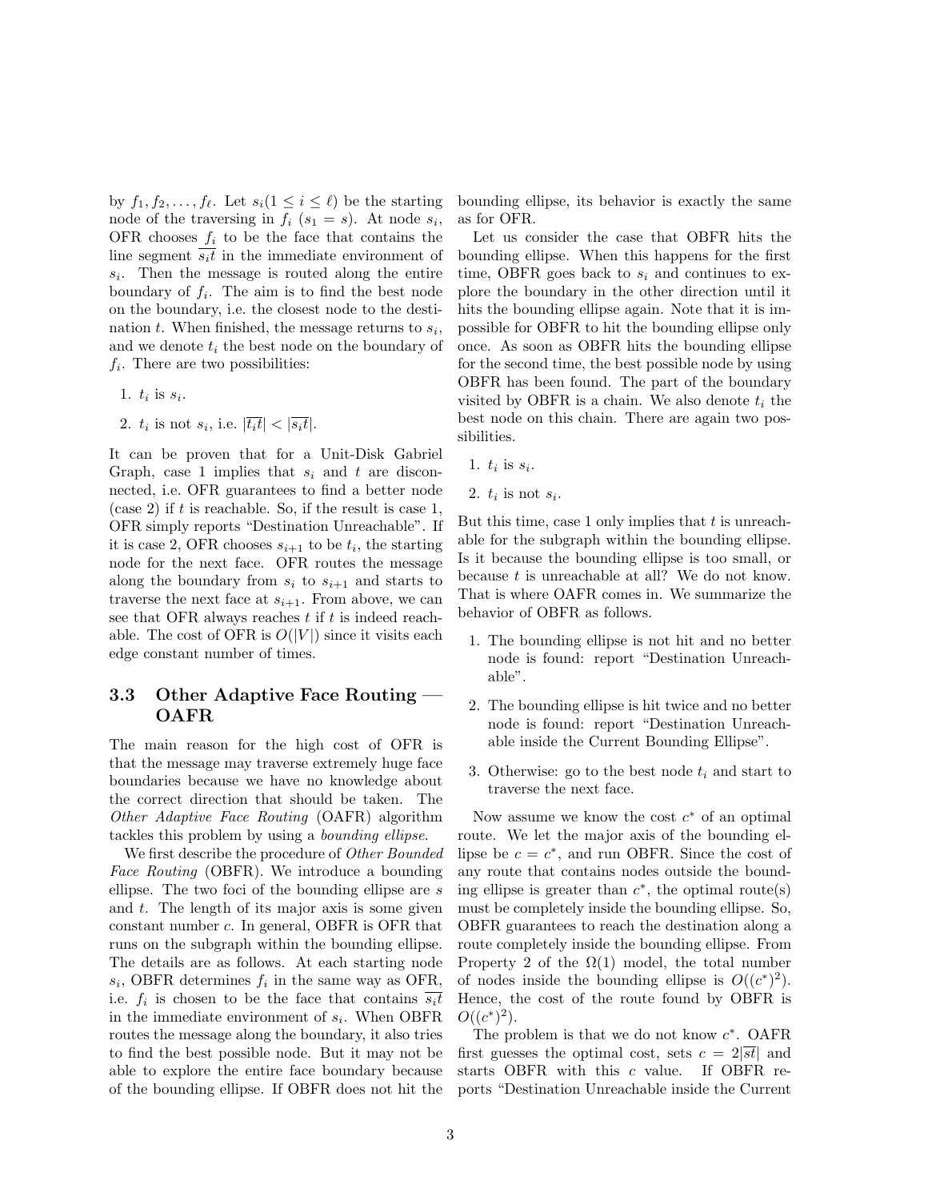by $f_1, f_2, \ldots, f_\ell$. Let $s_i (1 \leq i \leq \ell)$ be the starting node of the traversing in $f_i$ ($s_1 = s$). At node $s_i$, OFR chooses $f_i$ to be the face that contains the line segment $\overline{s_i t}$ in the immediate environment of $s_i$. Then the message is routed along the entire boundary of $f_i$. The aim is to find the best node on the boundary, i.e. the closest node to the destination $t$. When finished, the message returns to $s_i$, and we denote $t_i$ the best node on the boundary of $f_i$. There are two possibilities:

1. $t_i$ is $s_i$.
2. $t_i$ is not $s_i$, i.e. $|\overline{t_i t}| < |\overline{s_i t}|$.

It can be proven that for a Unit-Disk Gabriel Graph, case 1 implies that $s_i$ and $t$ are disconnected, i.e. OFR guarantees to find a better node (case 2) if $t$ is reachable. So, if the result is case 1, OFR simply reports "Destination Unreachable". If it is case 2, OFR chooses $s_{i+1}$ to be $t_i$, the starting node for the next face. OFR routes the message along the boundary from $s_i$ to $s_{i+1}$ and starts to traverse the next face at $s_{i+1}$. From above, we can see that OFR always reaches $t$ if $t$ is indeed reachable. The cost of OFR is $O(|V|)$ since it visits each edge constant number of times.

### 3.3 Other Adaptive Face Routing — OAFR

The main reason for the high cost of OFR is that the message may traverse extremely huge face boundaries because we have no knowledge about the correct direction that should be taken. The *Other Adaptive Face Routing* (OAFR) algorithm tackles this problem by using a *bounding ellipse*.

We first describe the procedure of *Other Bounded Face Routing* (OBFR). We introduce a bounding ellipse. The two foci of the bounding ellipse are $s$ and $t$. The length of its major axis is some given constant number $c$. In general, OBFR is OFR that runs on the subgraph within the bounding ellipse. The details are as follows. At each starting node $s_i$, OBFR determines $f_i$ in the same way as OFR, i.e. $f_i$ is chosen to be the face that contains $\overline{s_i t}$ in the immediate environment of $s_i$. When OBFR routes the message along the boundary, it also tries to find the best possible node. But it may not be able to explore the entire face boundary because of the bounding ellipse. If OBFR does not hit the bounding ellipse, its behavior is exactly the same as for OFR.

Let us consider the case that OBFR hits the bounding ellipse. When this happens for the first time, OBFR goes back to $s_i$ and continues to explore the boundary in the other direction until it hits the bounding ellipse again. Note that it is impossible for OBFR to hit the bounding ellipse only once. As soon as OBFR hits the bounding ellipse for the second time, the best possible node by using OBFR has been found. The part of the boundary visited by OBFR is a chain. We also denote $t_i$ the best node on this chain. There are again two possibilities.

1. $t_i$ is $s_i$.
2. $t_i$ is not $s_i$.

But this time, case 1 only implies that $t$ is unreachable for the subgraph within the bounding ellipse. Is it because the bounding ellipse is too small, or because $t$ is unreachable at all? We do not know. That is where OAFR comes in. We summarize the behavior of OBFR as follows.

1. The bounding ellipse is not hit and no better node is found: report "Destination Unreachable".
2. The bounding ellipse is hit twice and no better node is found: report "Destination Unreachable inside the Current Bounding Ellipse".
3. Otherwise: go to the best node $t_i$ and start to traverse the next face.

Now assume we know the cost $c^*$ of an optimal route. We let the major axis of the bounding ellipse be $c = c^*$, and run OBFR. Since the cost of any route that contains nodes outside the bounding ellipse is greater than $c^*$, the optimal route(s) must be completely inside the bounding ellipse. So, OBFR guarantees to reach the destination along a route completely inside the bounding ellipse. From Property 2 of the $\Omega(1)$ model, the total number of nodes inside the bounding ellipse is $O((c^*)^2)$. Hence, the cost of the route found by OBFR is $O((c^*)^2)$.

The problem is that we do not know $c^*$. OAFR first guesses the optimal cost, sets $c = 2|\overline{st}|$ and starts OBFR with this $c$ value. If OBFR reports "Destination Unreachable inside the Current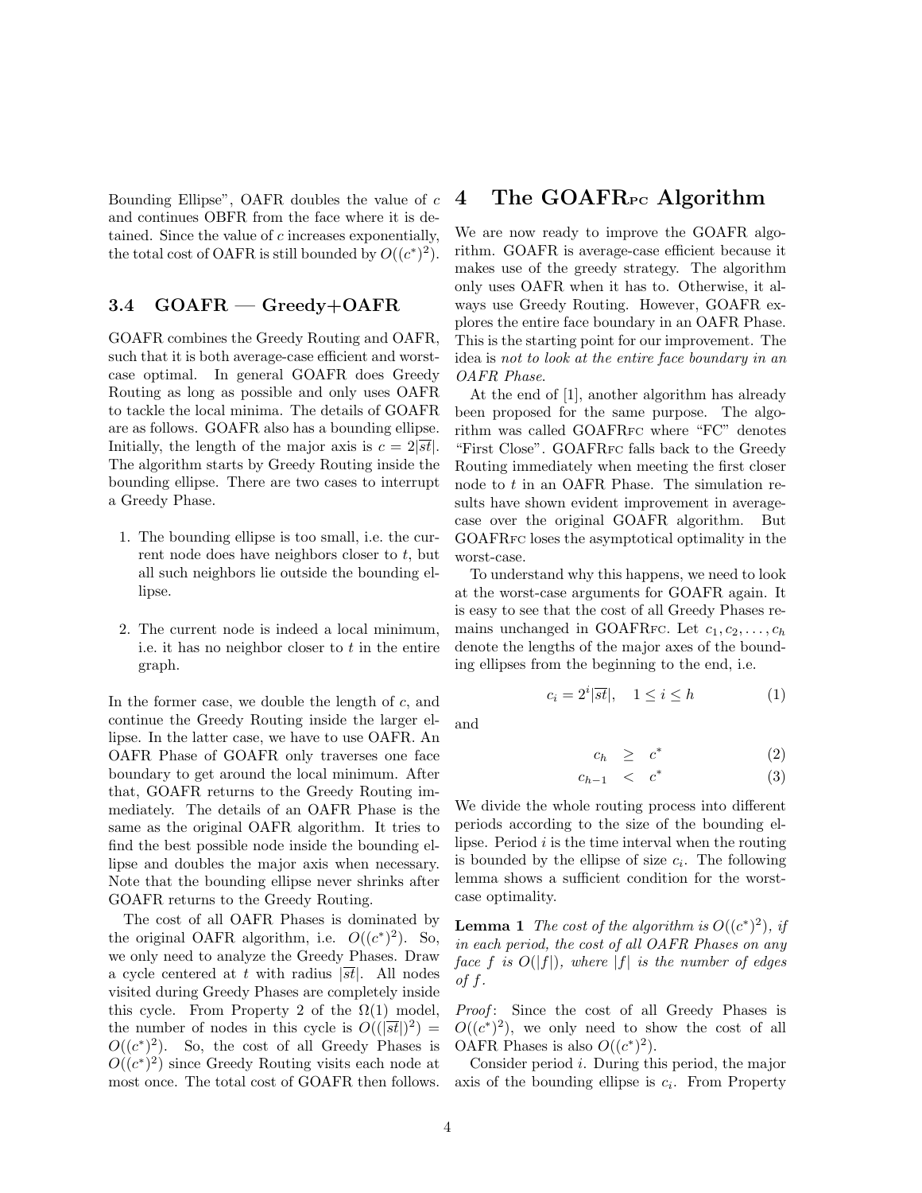Bounding Ellipse", OAFR doubles the value of $c$ and continues OBFR from the face where it is detained. Since the value of $c$ increases exponentially, the total cost of OAFR is still bounded by $O((c^*)^2)$.

### 3.4 GOAFR — Greedy+OAFR

GOAFR combines the Greedy Routing and OAFR, such that it is both average-case efficient and worst-case optimal. In general GOAFR does Greedy Routing as long as possible and only uses OAFR to tackle the local minima. The details of GOAFR are as follows. GOAFR also has a bounding ellipse. Initially, the length of the major axis is $c = 2|\overline{st}|$. The algorithm starts by Greedy Routing inside the bounding ellipse. There are two cases to interrupt a Greedy Phase.

1. The bounding ellipse is too small, i.e. the current node does have neighbors closer to $t$, but all such neighbors lie outside the bounding ellipse.

2. The current node is indeed a local minimum, i.e. it has no neighbor closer to $t$ in the entire graph.

In the former case, we double the length of $c$, and continue the Greedy Routing inside the larger ellipse. In the latter case, we have to use OAFR. An OAFR Phase of GOAFR only traverses one face boundary to get around the local minimum. After that, GOAFR returns to the Greedy Routing immediately. The details of an OAFR Phase is the same as the original OAFR algorithm. It tries to find the best possible node inside the bounding ellipse and doubles the major axis when necessary. Note that the bounding ellipse never shrinks after GOAFR returns to the Greedy Routing.

The cost of all OAFR Phases is dominated by the original OAFR algorithm, i.e. $O((c^*)^2)$. So, we only need to analyze the Greedy Phases. Draw a cycle centered at $t$ with radius $|\overline{st}|$. All nodes visited during Greedy Phases are completely inside this cycle. From Property 2 of the $\Omega(1)$ model, the number of nodes in this cycle is $O((|\overline{st}|)^2) = O((c^*)^2)$. So, the cost of all Greedy Phases is $O((c^*)^2)$ since Greedy Routing visits each node at most once. The total cost of GOAFR then follows.

# 4 The GOAFR$_{\text{PC}}$ Algorithm

We are now ready to improve the GOAFR algorithm. GOAFR is average-case efficient because it makes use of the greedy strategy. The algorithm only uses OAFR when it has to. Otherwise, it always use Greedy Routing. However, GOAFR explores the entire face boundary in an OAFR Phase. This is the starting point for our improvement. The idea is *not to look at the entire face boundary in an OAFR Phase.*

At the end of [1], another algorithm has already been proposed for the same purpose. The algorithm was called GOAFR$_{\text{FC}}$ where "FC" denotes "First Close". GOAFR$_{\text{FC}}$ falls back to the Greedy Routing immediately when meeting the first closer node to $t$ in an OAFR Phase. The simulation results have shown evident improvement in average-case over the original GOAFR algorithm. But GOAFR$_{\text{FC}}$ loses the asymptotical optimality in the worst-case.

To understand why this happens, we need to look at the worst-case arguments for GOAFR again. It is easy to see that the cost of all Greedy Phases remains unchanged in GOAFR$_{\text{FC}}$. Let $c_1, c_2, \ldots, c_h$ denote the lengths of the major axes of the bounding ellipses from the beginning to the end, i.e.

$$c_i = 2^i|\overline{st}|, \quad 1 \leq i \leq h \tag{1}$$

and

$$c_h \geq c^* \tag{2}$$

$$c_{h-1} < c^* \tag{3}$$

We divide the whole routing process into different periods according to the size of the bounding ellipse. Period $i$ is the time interval when the routing is bounded by the ellipse of size $c_i$. The following lemma shows a sufficient condition for the worst-case optimality.

**Lemma 1** *The cost of the algorithm is $O((c^*)^2)$, if in each period, the cost of all OAFR Phases on any face $f$ is $O(|f|)$, where $|f|$ is the number of edges of $f$.*

*Proof*: Since the cost of all Greedy Phases is $O((c^*)^2)$, we only need to show the cost of all OAFR Phases is also $O((c^*)^2)$.

Consider period $i$. During this period, the major axis of the bounding ellipse is $c_i$. From Property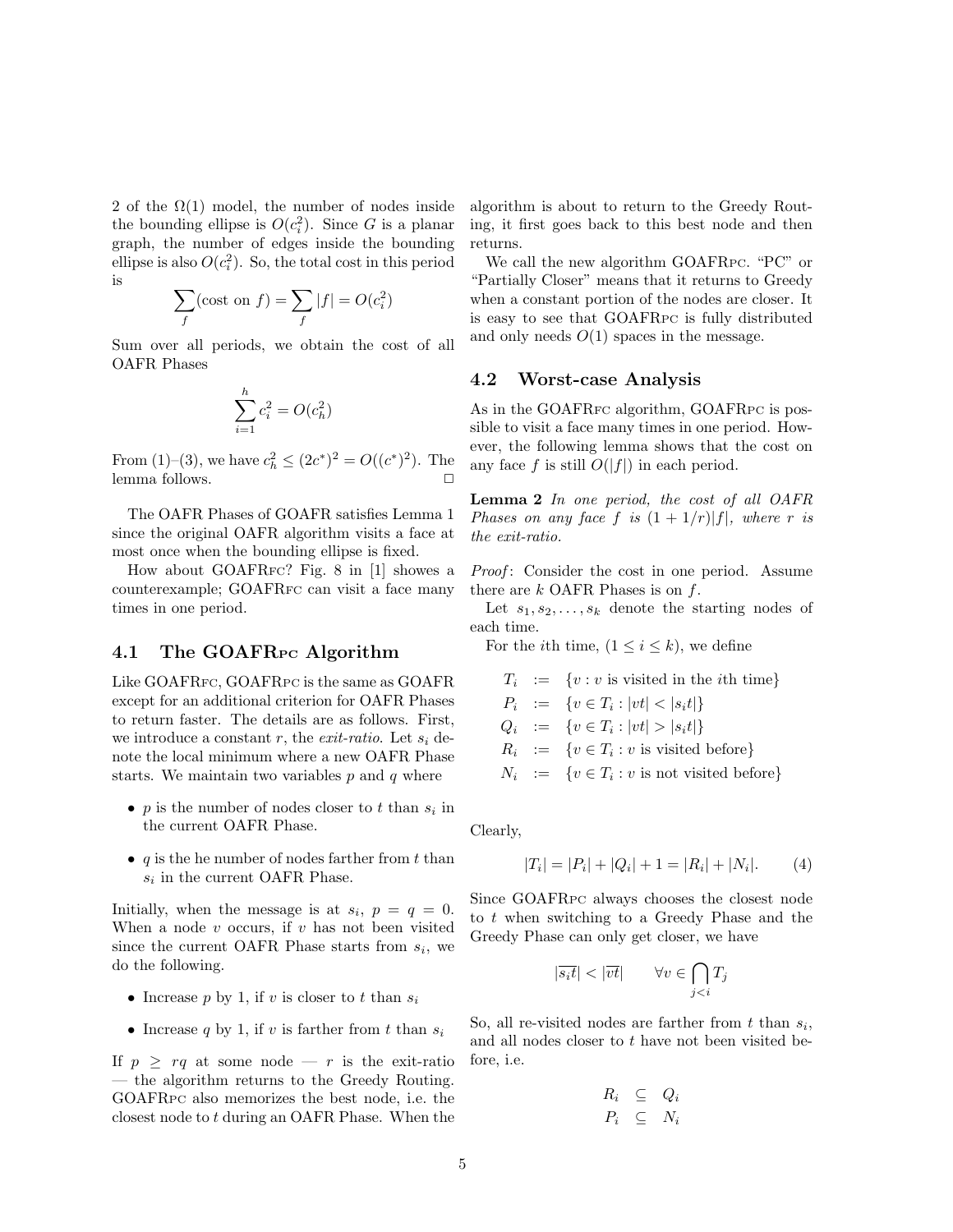2 of the $\Omega(1)$ model, the number of nodes inside the bounding ellipse is $O(c_i^2)$. Since $G$ is a planar graph, the number of edges inside the bounding ellipse is also $O(c_i^2)$. So, the total cost in this period is

$$\sum_f (\text{cost on } f) = \sum_f |f| = O(c_i^2)$$

Sum over all periods, we obtain the cost of all OAFR Phases

$$\sum_{i=1}^{h} c_i^2 = O(c_h^2)$$

From (1)–(3), we have $c_h^2 \leq (2c^*)^2 = O((c^*)^2)$. The lemma follows. □

The OAFR Phases of GOAFR satisfies Lemma 1 since the original OAFR algorithm visits a face at most once when the bounding ellipse is fixed.

How about GOAFRFC? Fig. 8 in [1] showes a counterexample; GOAFRFC can visit a face many times in one period.

## 4.1 The GOAFRPC Algorithm

Like GOAFRFC, GOAFRPC is the same as GOAFR except for an additional criterion for OAFR Phases to return faster. The details are as follows. First, we introduce a constant $r$, the *exit-ratio*. Let $s_i$ denote the local minimum where a new OAFR Phase starts. We maintain two variables $p$ and $q$ where

- $p$ is the number of nodes closer to $t$ than $s_i$ in the current OAFR Phase.
- $q$ is the he number of nodes farther from $t$ than $s_i$ in the current OAFR Phase.

Initially, when the message is at $s_i$, $p = q = 0$. When a node $v$ occurs, if $v$ has not been visited since the current OAFR Phase starts from $s_i$, we do the following.

- Increase $p$ by 1, if $v$ is closer to $t$ than $s_i$
- Increase $q$ by 1, if $v$ is farther from $t$ than $s_i$

If $p \geq rq$ at some node — $r$ is the exit-ratio — the algorithm returns to the Greedy Routing. GOAFRPC also memorizes the best node, i.e. the closest node to $t$ during an OAFR Phase. When the algorithm is about to return to the Greedy Routing, it first goes back to this best node and then returns.

We call the new algorithm GOAFRPC. "PC" or "Partially Closer" means that it returns to Greedy when a constant portion of the nodes are closer. It is easy to see that GOAFRPC is fully distributed and only needs $O(1)$ spaces in the message.

## 4.2 Worst-case Analysis

As in the GOAFRFC algorithm, GOAFRPC is possible to visit a face many times in one period. However, the following lemma shows that the cost on any face $f$ is still $O(|f|)$ in each period.

**Lemma 2** *In one period, the cost of all OAFR Phases on any face $f$ is $(1 + 1/r)|f|$, where $r$ is the exit-ratio.*

*Proof*: Consider the cost in one period. Assume there are $k$ OAFR Phases is on $f$.

Let $s_1, s_2, \ldots, s_k$ denote the starting nodes of each time.

For the $i$th time, $(1 \leq i \leq k)$, we define

$$\begin{aligned}
T_i &:= \{v : v \text{ is visited in the } i\text{th time}\} \\
P_i &:= \{v \in T_i : |vt| < |s_i t|\} \\
Q_i &:= \{v \in T_i : |vt| > |s_i t|\} \\
R_i &:= \{v \in T_i : v \text{ is visited before}\} \\
N_i &:= \{v \in T_i : v \text{ is not visited before}\}
\end{aligned}$$

Clearly,

$$|T_i| = |P_i| + |Q_i| + 1 = |R_i| + |N_i|. \qquad (4)$$

Since GOAFRPC always chooses the closest node to $t$ when switching to a Greedy Phase and the Greedy Phase can only get closer, we have

$$|\overline{s_i t}| < |\overline{vt}| \qquad \forall v \in \bigcap_{j<i} T_j$$

So, all re-visited nodes are farther from $t$ than $s_i$, and all nodes closer to $t$ have not been visited before, i.e.

$$\begin{aligned}
R_i &\subseteq Q_i \\
P_i &\subseteq N_i
\end{aligned}$$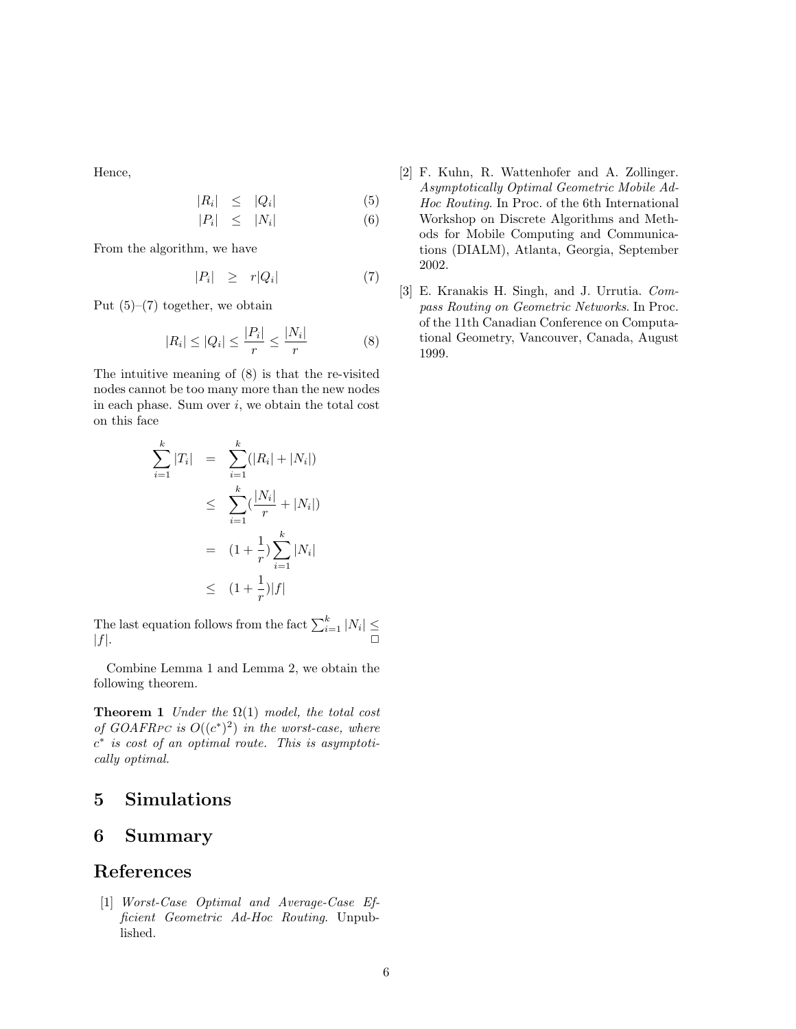Hence,

$$|R_i| \leq |Q_i| \quad (5)$$

$$|P_i| \leq |N_i| \quad (6)$$

From the algorithm, we have

$$|P_i| \geq r|Q_i| \quad (7)$$

Put (5)–(7) together, we obtain

$$|R_i| \leq |Q_i| \leq \frac{|P_i|}{r} \leq \frac{|N_i|}{r} \quad (8)$$

The intuitive meaning of (8) is that the re-visited nodes cannot be too many more than the new nodes in each phase. Sum over $i$, we obtain the total cost on this face

$$\begin{aligned}
\sum_{i=1}^{k} |T_i| &= \sum_{i=1}^{k} (|R_i| + |N_i|) \\
&\leq \sum_{i=1}^{k} (\frac{|N_i|}{r} + |N_i|) \\
&= (1 + \frac{1}{r}) \sum_{i=1}^{k} |N_i| \\
&\leq (1 + \frac{1}{r})|f|
\end{aligned}$$

The last equation follows from the fact $\sum_{i=1}^{k} |N_i| \leq |f|$. □

Combine Lemma 1 and Lemma 2, we obtain the following theorem.

**Theorem 1** *Under the $\Omega(1)$ model, the total cost of GOAFR$_{PC}$ is $O((c^*)^2)$ in the worst-case, where $c^*$ is cost of an optimal route. This is asymptotically optimal.*

## 5 Simulations

## 6 Summary

## References

[1] *Worst-Case Optimal and Average-Case Efficient Geometric Ad-Hoc Routing*. Unpublished.

[2] F. Kuhn, R. Wattenhofer and A. Zollinger. *Asymptotically Optimal Geometric Mobile Ad-Hoc Routing*. In Proc. of the 6th International Workshop on Discrete Algorithms and Methods for Mobile Computing and Communications (DIALM), Atlanta, Georgia, September 2002.

[3] E. Kranakis H. Singh, and J. Urrutia. *Compass Routing on Geometric Networks*. In Proc. of the 11th Canadian Conference on Computational Geometry, Vancouver, Canada, August 1999.